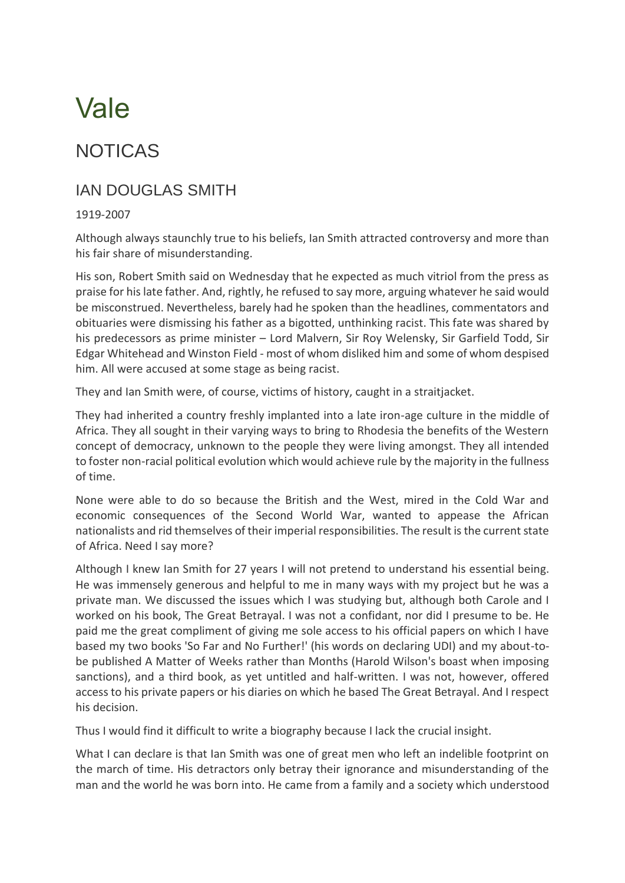# Vale

## NOTICAS

### IAN DOUGLAS SMITH

1919-2007

Although always staunchly true to his beliefs, Ian Smith attracted controversy and more than his fair share of misunderstanding.

His son, Robert Smith said on Wednesday that he expected as much vitriol from the press as praise for his late father. And, rightly, he refused to say more, arguing whatever he said would be misconstrued. Nevertheless, barely had he spoken than the headlines, commentators and obituaries were dismissing his father as a bigotted, unthinking racist. This fate was shared by his predecessors as prime minister – Lord Malvern, Sir Roy Welensky, Sir Garfield Todd, Sir Edgar Whitehead and Winston Field - most of whom disliked him and some of whom despised him. All were accused at some stage as being racist.

They and Ian Smith were, of course, victims of history, caught in a straitjacket.

They had inherited a country freshly implanted into a late iron-age culture in the middle of Africa. They all sought in their varying ways to bring to Rhodesia the benefits of the Western concept of democracy, unknown to the people they were living amongst. They all intended to foster non-racial political evolution which would achieve rule by the majority in the fullness of time.

None were able to do so because the British and the West, mired in the Cold War and economic consequences of the Second World War, wanted to appease the African nationalists and rid themselves of their imperial responsibilities. The result is the current state of Africa. Need I say more?

Although I knew Ian Smith for 27 years I will not pretend to understand his essential being. He was immensely generous and helpful to me in many ways with my project but he was a private man. We discussed the issues which I was studying but, although both Carole and I worked on his book, The Great Betrayal. I was not a confidant, nor did I presume to be. He paid me the great compliment of giving me sole access to his official papers on which I have based my two books 'So Far and No Further!' (his words on declaring UDI) and my about-to-be published A Matter of Weeks rather than Months (Harold Wilson's boast when imposing sanctions), and a third book, as yet untitled and half-written. I was not, however, offered access to his private papers or his diaries on which he based The Great Betrayal. And I respect his decision.

Thus I would find it difficult to write a biography because I lack the crucial insight.

What I can declare is that Ian Smith was one of great men who left an indelible footprint on the march of time. His detractors only betray their ignorance and misunderstanding of the man and the world he was born into. He came from a family and a society which understood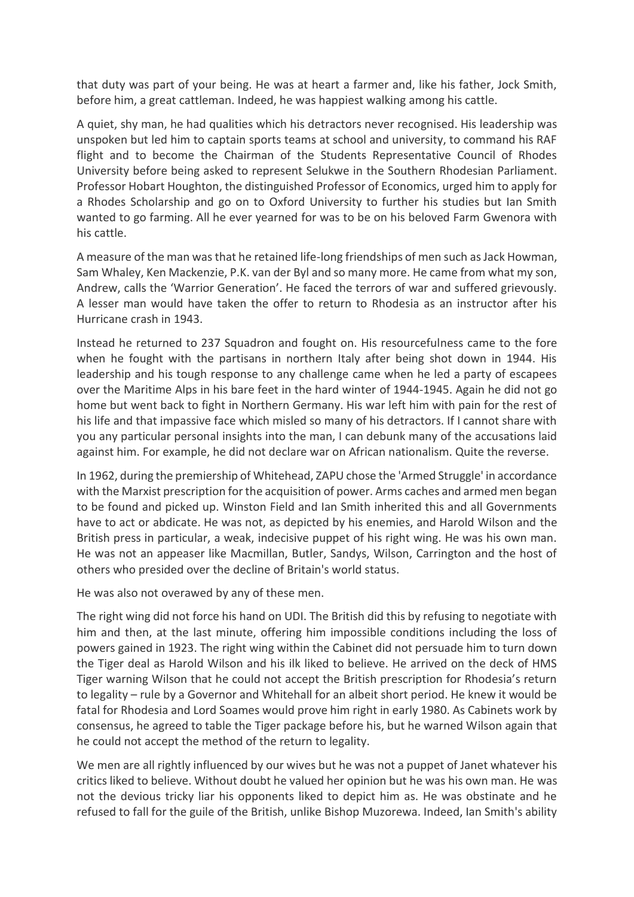that duty was part of your being. He was at heart a farmer and, like his father, Jock Smith, before him, a great cattleman. Indeed, he was happiest walking among his cattle.

A quiet, shy man, he had qualities which his detractors never recognised. His leadership was unspoken but led him to captain sports teams at school and university, to command his RAF flight and to become the Chairman of the Students Representative Council of Rhodes University before being asked to represent Selukwe in the Southern Rhodesian Parliament. Professor Hobart Houghton, the distinguished Professor of Economics, urged him to apply for a Rhodes Scholarship and go on to Oxford University to further his studies but Ian Smith wanted to go farming. All he ever yearned for was to be on his beloved Farm Gwenora with his cattle.

A measure of the man was that he retained life-long friendships of men such as Jack Howman, Sam Whaley, Ken Mackenzie, P.K. van der Byl and so many more. He came from what my son, Andrew, calls the 'Warrior Generation'. He faced the terrors of war and suffered grievously. A lesser man would have taken the offer to return to Rhodesia as an instructor after his Hurricane crash in 1943.

Instead he returned to 237 Squadron and fought on. His resourcefulness came to the fore when he fought with the partisans in northern Italy after being shot down in 1944. His leadership and his tough response to any challenge came when he led a party of escapees over the Maritime Alps in his bare feet in the hard winter of 1944-1945. Again he did not go home but went back to fight in Northern Germany. His war left him with pain for the rest of his life and that impassive face which misled so many of his detractors. If I cannot share with you any particular personal insights into the man, I can debunk many of the accusations laid against him. For example, he did not declare war on African nationalism. Quite the reverse.

In 1962, during the premiership of Whitehead, ZAPU chose the 'Armed Struggle' in accordance with the Marxist prescription for the acquisition of power. Arms caches and armed men began to be found and picked up. Winston Field and Ian Smith inherited this and all Governments have to act or abdicate. He was not, as depicted by his enemies, and Harold Wilson and the British press in particular, a weak, indecisive puppet of his right wing. He was his own man. He was not an appeaser like Macmillan, Butler, Sandys, Wilson, Carrington and the host of others who presided over the decline of Britain's world status.

He was also not overawed by any of these men.

The right wing did not force his hand on UDI. The British did this by refusing to negotiate with him and then, at the last minute, offering him impossible conditions including the loss of powers gained in 1923. The right wing within the Cabinet did not persuade him to turn down the Tiger deal as Harold Wilson and his ilk liked to believe. He arrived on the deck of HMS Tiger warning Wilson that he could not accept the British prescription for Rhodesia's return to legality – rule by a Governor and Whitehall for an albeit short period. He knew it would be fatal for Rhodesia and Lord Soames would prove him right in early 1980. As Cabinets work by consensus, he agreed to table the Tiger package before his, but he warned Wilson again that he could not accept the method of the return to legality.

We men are all rightly influenced by our wives but he was not a puppet of Janet whatever his critics liked to believe. Without doubt he valued her opinion but he was his own man. He was not the devious tricky liar his opponents liked to depict him as. He was obstinate and he refused to fall for the guile of the British, unlike Bishop Muzorewa. Indeed, Ian Smith's ability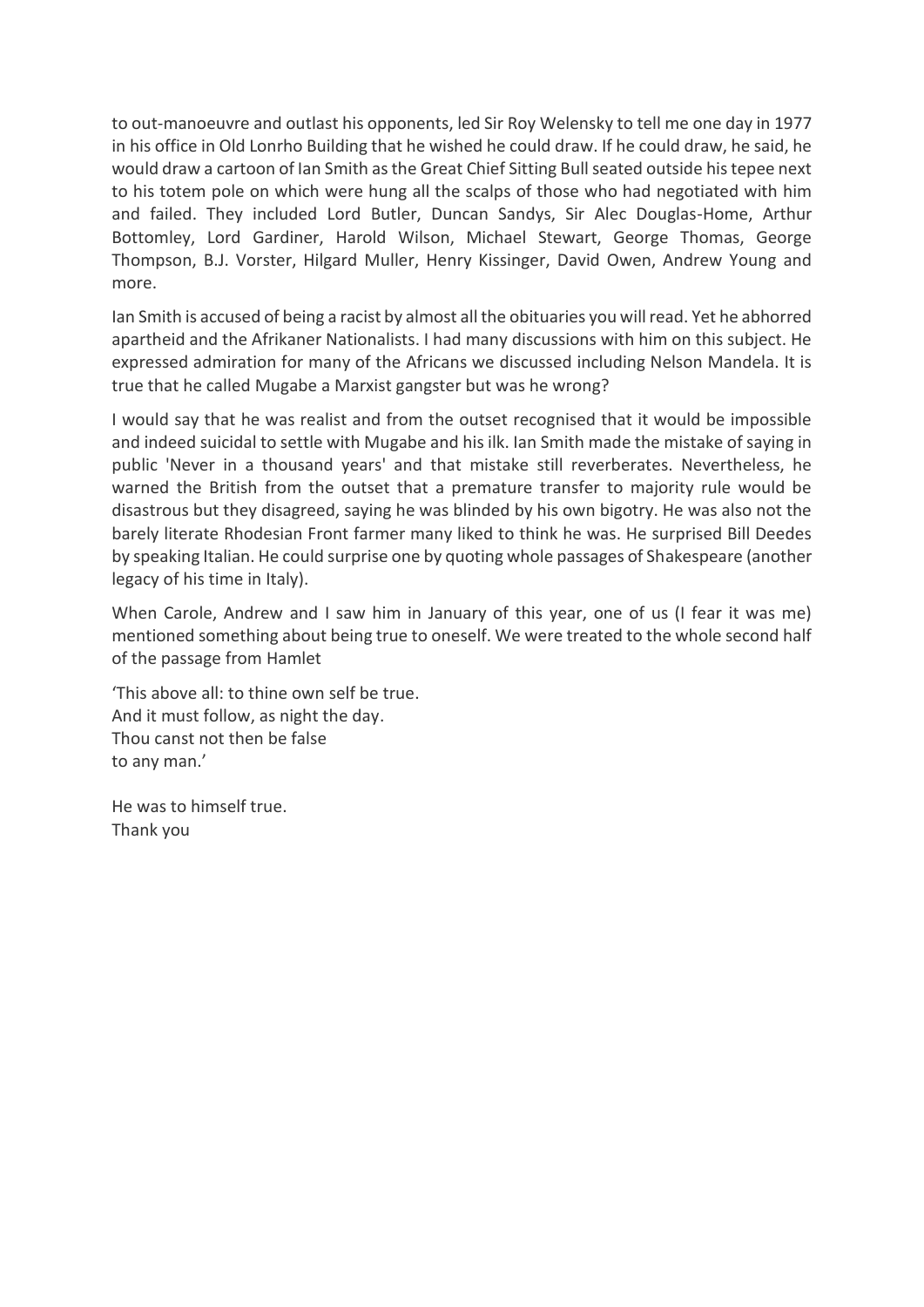to out-manoeuvre and outlast his opponents, led Sir Roy Welensky to tell me one day in 1977 in his office in Old Lonrho Building that he wished he could draw. If he could draw, he said, he would draw a cartoon of Ian Smith as the Great Chief Sitting Bull seated outside his tepee next to his totem pole on which were hung all the scalps of those who had negotiated with him and failed. They included Lord Butler, Duncan Sandys, Sir Alec Douglas-Home, Arthur Bottomley, Lord Gardiner, Harold Wilson, Michael Stewart, George Thomas, George Thompson, B.J. Vorster, Hilgard Muller, Henry Kissinger, David Owen, Andrew Young and more.

Ian Smith is accused of being a racist by almost all the obituaries you will read. Yet he abhorred apartheid and the Afrikaner Nationalists. I had many discussions with him on this subject. He expressed admiration for many of the Africans we discussed including Nelson Mandela. It is true that he called Mugabe a Marxist gangster but was he wrong?

I would say that he was realist and from the outset recognised that it would be impossible and indeed suicidal to settle with Mugabe and his ilk. Ian Smith made the mistake of saying in public 'Never in a thousand years' and that mistake still reverberates. Nevertheless, he warned the British from the outset that a premature transfer to majority rule would be disastrous but they disagreed, saying he was blinded by his own bigotry. He was also not the barely literate Rhodesian Front farmer many liked to think he was. He surprised Bill Deedes by speaking Italian. He could surprise one by quoting whole passages of Shakespeare (another legacy of his time in Italy).

When Carole, Andrew and I saw him in January of this year, one of us (I fear it was me) mentioned something about being true to oneself. We were treated to the whole second half of the passage from Hamlet

'This above all: to thine own self be true.
And it must follow, as night the day.
Thou canst not then be false
to any man.'

He was to himself true.
Thank you